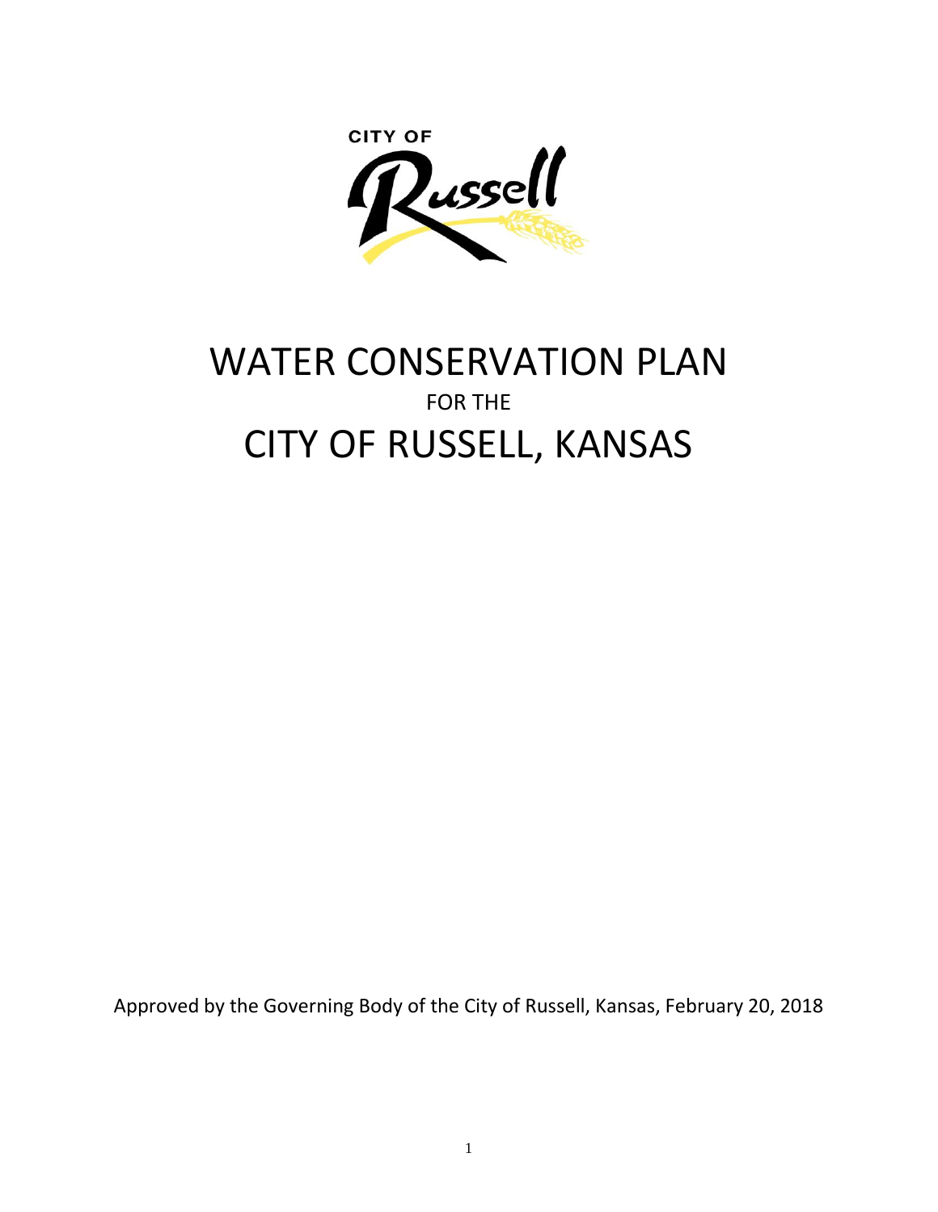CITY OF Russell

# WATER CONSERVATION PLAN

FOR THE

# CITY OF RUSSELL, KANSAS

Approved by the Governing Body of the City of Russell, Kansas, February 20, 2018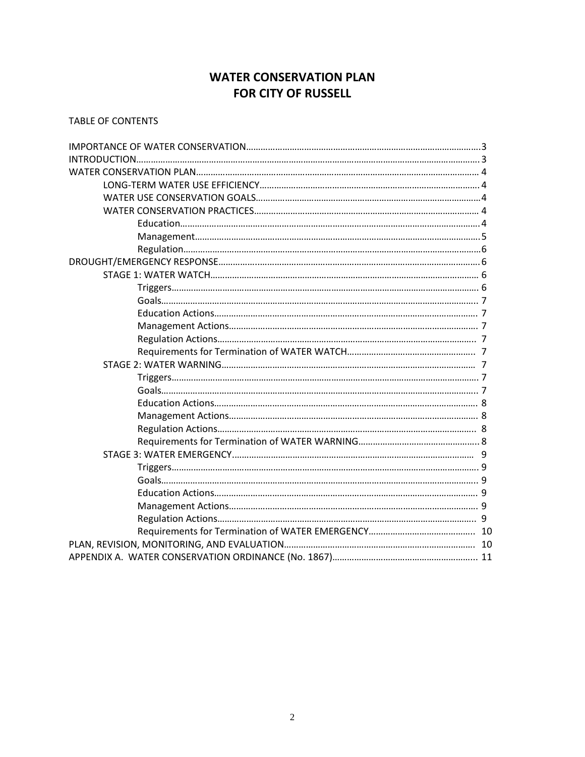# WATER CONSERVATION PLAN
# FOR CITY OF RUSSELL

TABLE OF CONTENTS

IMPORTANCE OF WATER CONSERVATION....................3
INTRODUCTION....................3
WATER CONSERVATION PLAN....................4
- LONG-TERM WATER USE EFFICIENCY....................4
- WATER USE CONSERVATION GOALS....................4
- WATER CONSERVATION PRACTICES....................4
  - Education....................4
  - Management....................5
  - Regulation....................6

DROUGHT/EMERGENCY RESPONSE....................6
- STAGE 1: WATER WATCH....................6
  - Triggers....................6
  - Goals....................7
  - Education Actions....................7
  - Management Actions....................7
  - Regulation Actions....................7
  - Requirements for Termination of WATER WATCH....................7
- STAGE 2: WATER WARNING....................7
  - Triggers....................7
  - Goals....................7
  - Education Actions....................8
  - Management Actions....................8
  - Regulation Actions....................8
  - Requirements for Termination of WATER WARNING....................8
- STAGE 3: WATER EMERGENCY....................9
  - Triggers....................9
  - Goals....................9
  - Education Actions....................9
  - Management Actions....................9
  - Regulation Actions....................9
  - Requirements for Termination of WATER EMERGENCY....................10

PLAN, REVISION, MONITORING, AND EVALUATION....................10
APPENDIX A. WATER CONSERVATION ORDINANCE (No. 1867)....................11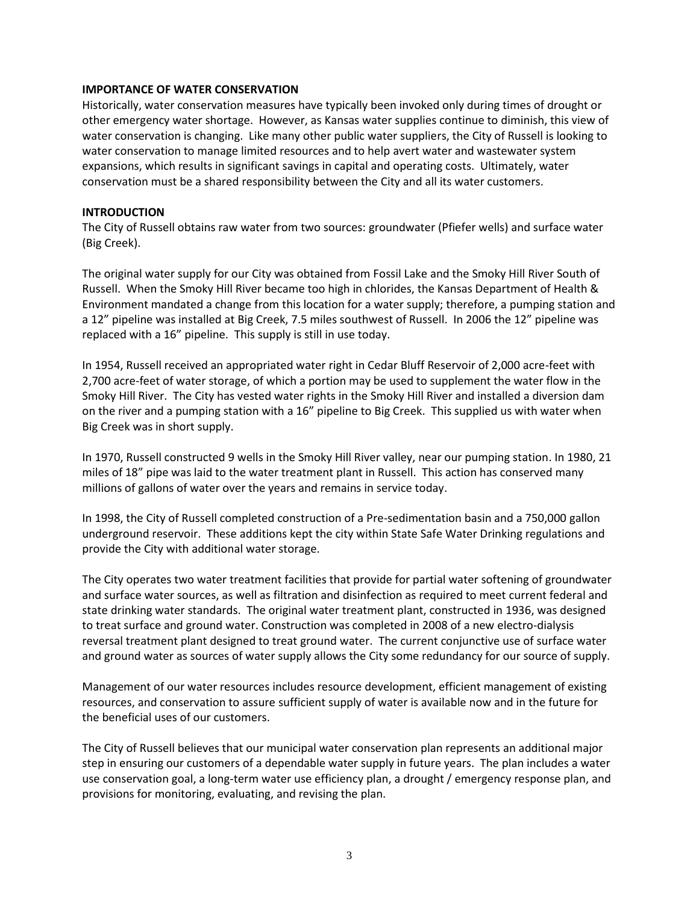**IMPORTANCE OF WATER CONSERVATION**

Historically, water conservation measures have typically been invoked only during times of drought or other emergency water shortage. However, as Kansas water supplies continue to diminish, this view of water conservation is changing. Like many other public water suppliers, the City of Russell is looking to water conservation to manage limited resources and to help avert water and wastewater system expansions, which results in significant savings in capital and operating costs. Ultimately, water conservation must be a shared responsibility between the City and all its water customers.

**INTRODUCTION**

The City of Russell obtains raw water from two sources: groundwater (Pfiefer wells) and surface water (Big Creek).

The original water supply for our City was obtained from Fossil Lake and the Smoky Hill River South of Russell. When the Smoky Hill River became too high in chlorides, the Kansas Department of Health & Environment mandated a change from this location for a water supply; therefore, a pumping station and a 12" pipeline was installed at Big Creek, 7.5 miles southwest of Russell. In 2006 the 12" pipeline was replaced with a 16" pipeline. This supply is still in use today.

In 1954, Russell received an appropriated water right in Cedar Bluff Reservoir of 2,000 acre-feet with 2,700 acre-feet of water storage, of which a portion may be used to supplement the water flow in the Smoky Hill River. The City has vested water rights in the Smoky Hill River and installed a diversion dam on the river and a pumping station with a 16" pipeline to Big Creek. This supplied us with water when Big Creek was in short supply.

In 1970, Russell constructed 9 wells in the Smoky Hill River valley, near our pumping station. In 1980, 21 miles of 18" pipe was laid to the water treatment plant in Russell. This action has conserved many millions of gallons of water over the years and remains in service today.

In 1998, the City of Russell completed construction of a Pre-sedimentation basin and a 750,000 gallon underground reservoir. These additions kept the city within State Safe Water Drinking regulations and provide the City with additional water storage.

The City operates two water treatment facilities that provide for partial water softening of groundwater and surface water sources, as well as filtration and disinfection as required to meet current federal and state drinking water standards. The original water treatment plant, constructed in 1936, was designed to treat surface and ground water. Construction was completed in 2008 of a new electro-dialysis reversal treatment plant designed to treat ground water. The current conjunctive use of surface water and ground water as sources of water supply allows the City some redundancy for our source of supply.

Management of our water resources includes resource development, efficient management of existing resources, and conservation to assure sufficient supply of water is available now and in the future for the beneficial uses of our customers.

The City of Russell believes that our municipal water conservation plan represents an additional major step in ensuring our customers of a dependable water supply in future years. The plan includes a water use conservation goal, a long-term water use efficiency plan, a drought / emergency response plan, and provisions for monitoring, evaluating, and revising the plan.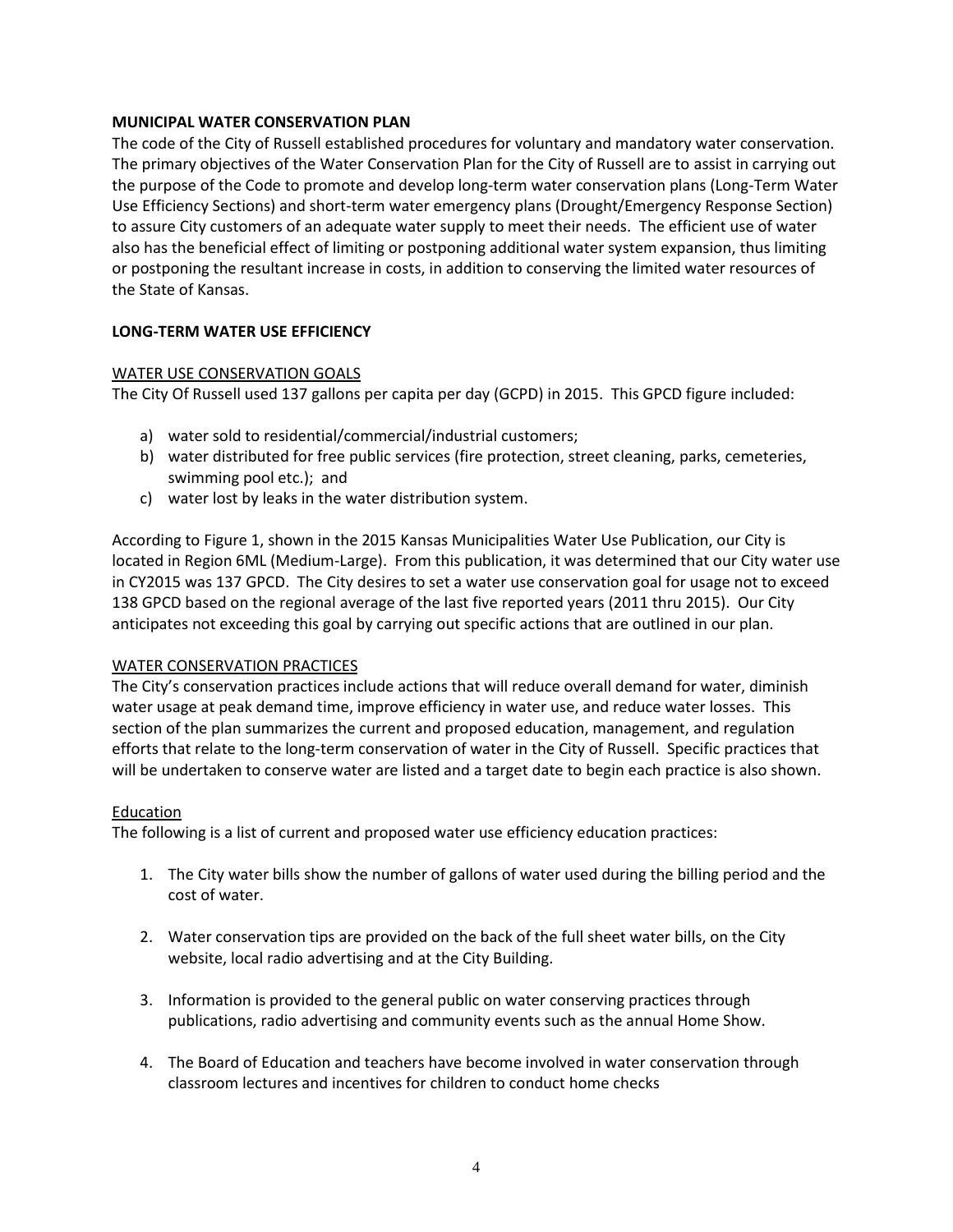**MUNICIPAL WATER CONSERVATION PLAN**

The code of the City of Russell established procedures for voluntary and mandatory water conservation. The primary objectives of the Water Conservation Plan for the City of Russell are to assist in carrying out the purpose of the Code to promote and develop long-term water conservation plans (Long-Term Water Use Efficiency Sections) and short-term water emergency plans (Drought/Emergency Response Section) to assure City customers of an adequate water supply to meet their needs. The efficient use of water also has the beneficial effect of limiting or postponing additional water system expansion, thus limiting or postponing the resultant increase in costs, in addition to conserving the limited water resources of the State of Kansas.

**LONG-TERM WATER USE EFFICIENCY**

WATER USE CONSERVATION GOALS

The City Of Russell used 137 gallons per capita per day (GCPD) in 2015. This GPCD figure included:

a) water sold to residential/commercial/industrial customers;
b) water distributed for free public services (fire protection, street cleaning, parks, cemeteries, swimming pool etc.); and
c) water lost by leaks in the water distribution system.

According to Figure 1, shown in the 2015 Kansas Municipalities Water Use Publication, our City is located in Region 6ML (Medium-Large). From this publication, it was determined that our City water use in CY2015 was 137 GPCD. The City desires to set a water use conservation goal for usage not to exceed 138 GPCD based on the regional average of the last five reported years (2011 thru 2015). Our City anticipates not exceeding this goal by carrying out specific actions that are outlined in our plan.

WATER CONSERVATION PRACTICES

The City's conservation practices include actions that will reduce overall demand for water, diminish water usage at peak demand time, improve efficiency in water use, and reduce water losses. This section of the plan summarizes the current and proposed education, management, and regulation efforts that relate to the long-term conservation of water in the City of Russell. Specific practices that will be undertaken to conserve water are listed and a target date to begin each practice is also shown.

Education

The following is a list of current and proposed water use efficiency education practices:

1. The City water bills show the number of gallons of water used during the billing period and the cost of water.

2. Water conservation tips are provided on the back of the full sheet water bills, on the City website, local radio advertising and at the City Building.

3. Information is provided to the general public on water conserving practices through publications, radio advertising and community events such as the annual Home Show.

4. The Board of Education and teachers have become involved in water conservation through classroom lectures and incentives for children to conduct home checks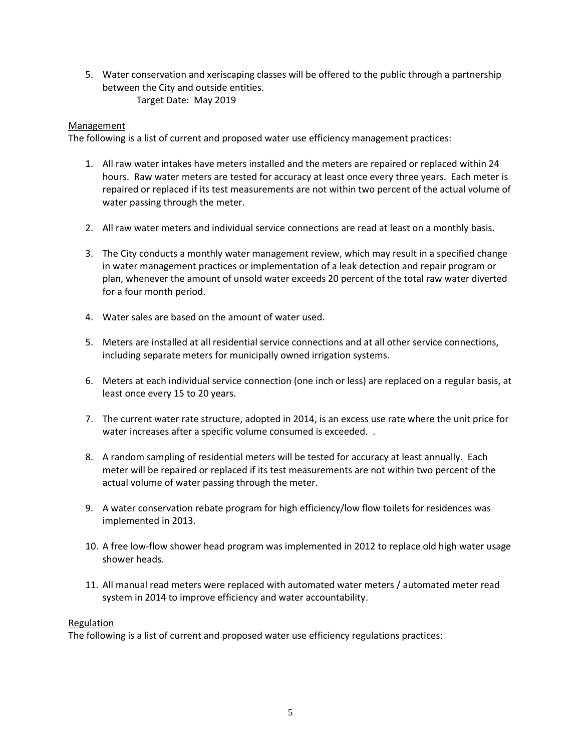5. Water conservation and xeriscaping classes will be offered to the public through a partnership between the City and outside entities.
   Target Date: May 2019

Management

The following is a list of current and proposed water use efficiency management practices:

1. All raw water intakes have meters installed and the meters are repaired or replaced within 24 hours. Raw water meters are tested for accuracy at least once every three years. Each meter is repaired or replaced if its test measurements are not within two percent of the actual volume of water passing through the meter.

2. All raw water meters and individual service connections are read at least on a monthly basis.

3. The City conducts a monthly water management review, which may result in a specified change in water management practices or implementation of a leak detection and repair program or plan, whenever the amount of unsold water exceeds 20 percent of the total raw water diverted for a four month period.

4. Water sales are based on the amount of water used.

5. Meters are installed at all residential service connections and at all other service connections, including separate meters for municipally owned irrigation systems.

6. Meters at each individual service connection (one inch or less) are replaced on a regular basis, at least once every 15 to 20 years.

7. The current water rate structure, adopted in 2014, is an excess use rate where the unit price for water increases after a specific volume consumed is exceeded. .

8. A random sampling of residential meters will be tested for accuracy at least annually. Each meter will be repaired or replaced if its test measurements are not within two percent of the actual volume of water passing through the meter.

9. A water conservation rebate program for high efficiency/low flow toilets for residences was implemented in 2013.

10. A free low-flow shower head program was implemented in 2012 to replace old high water usage shower heads.

11. All manual read meters were replaced with automated water meters / automated meter read system in 2014 to improve efficiency and water accountability.

Regulation

The following is a list of current and proposed water use efficiency regulations practices: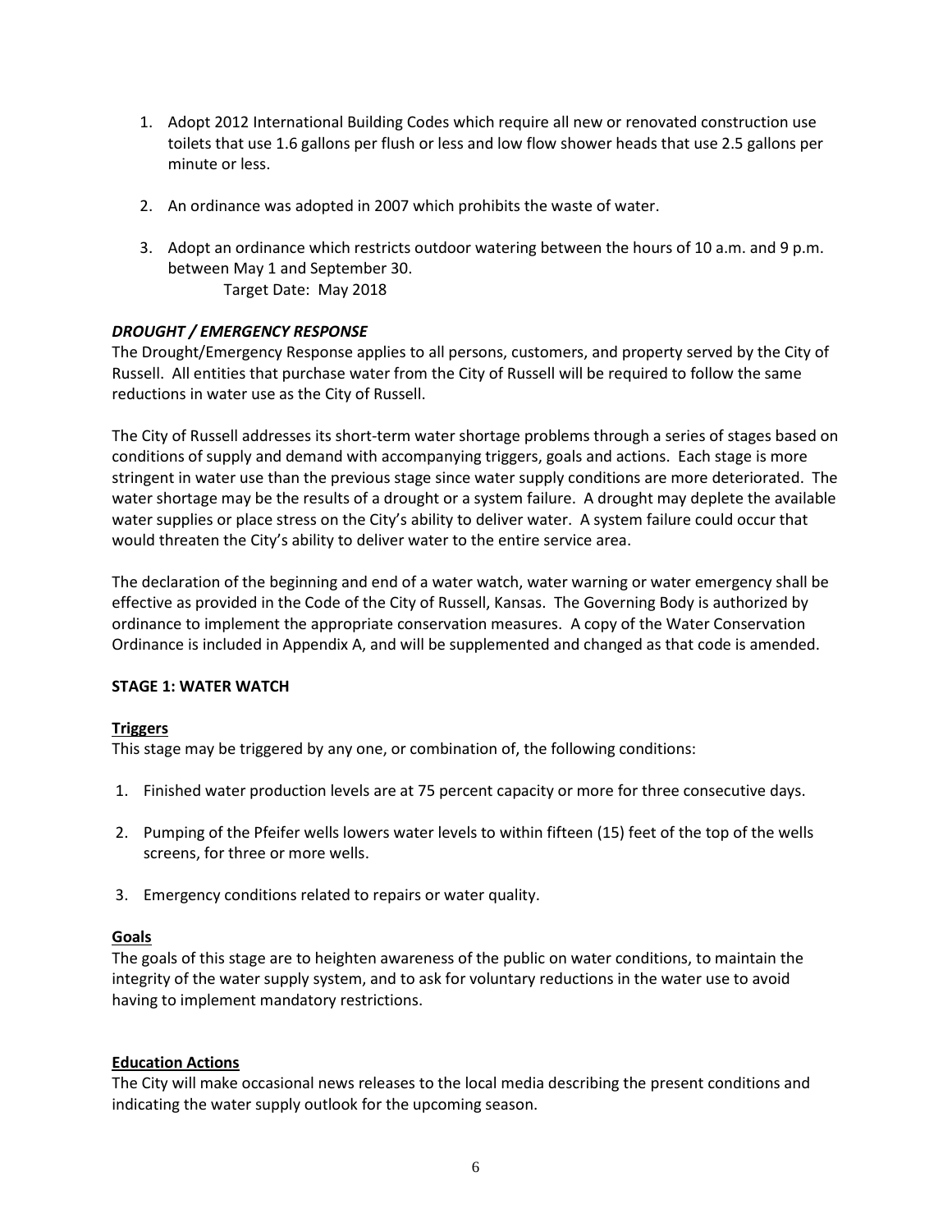1. Adopt 2012 International Building Codes which require all new or renovated construction use toilets that use 1.6 gallons per flush or less and low flow shower heads that use 2.5 gallons per minute or less.

2. An ordinance was adopted in 2007 which prohibits the waste of water.

3. Adopt an ordinance which restricts outdoor watering between the hours of 10 a.m. and 9 p.m. between May 1 and September 30.
   Target Date: May 2018

***DROUGHT / EMERGENCY RESPONSE***

The Drought/Emergency Response applies to all persons, customers, and property served by the City of Russell. All entities that purchase water from the City of Russell will be required to follow the same reductions in water use as the City of Russell.

The City of Russell addresses its short-term water shortage problems through a series of stages based on conditions of supply and demand with accompanying triggers, goals and actions. Each stage is more stringent in water use than the previous stage since water supply conditions are more deteriorated. The water shortage may be the results of a drought or a system failure. A drought may deplete the available water supplies or place stress on the City's ability to deliver water. A system failure could occur that would threaten the City's ability to deliver water to the entire service area.

The declaration of the beginning and end of a water watch, water warning or water emergency shall be effective as provided in the Code of the City of Russell, Kansas. The Governing Body is authorized by ordinance to implement the appropriate conservation measures. A copy of the Water Conservation Ordinance is included in Appendix A, and will be supplemented and changed as that code is amended.

**STAGE 1: WATER WATCH**

**Triggers**

This stage may be triggered by any one, or combination of, the following conditions:

1. Finished water production levels are at 75 percent capacity or more for three consecutive days.

2. Pumping of the Pfeifer wells lowers water levels to within fifteen (15) feet of the top of the wells screens, for three or more wells.

3. Emergency conditions related to repairs or water quality.

**Goals**

The goals of this stage are to heighten awareness of the public on water conditions, to maintain the integrity of the water supply system, and to ask for voluntary reductions in the water use to avoid having to implement mandatory restrictions.

**Education Actions**

The City will make occasional news releases to the local media describing the present conditions and indicating the water supply outlook for the upcoming season.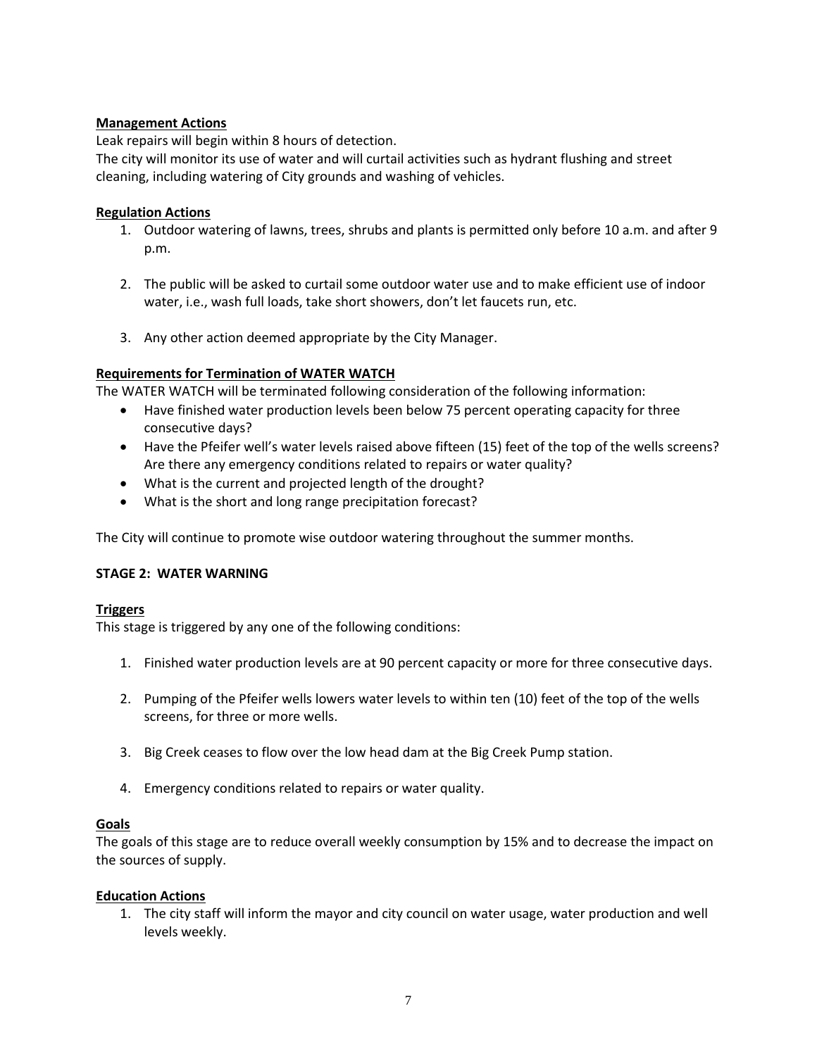**Management Actions**

Leak repairs will begin within 8 hours of detection.
The city will monitor its use of water and will curtail activities such as hydrant flushing and street cleaning, including watering of City grounds and washing of vehicles.

**Regulation Actions**

1. Outdoor watering of lawns, trees, shrubs and plants is permitted only before 10 a.m. and after 9 p.m.

2. The public will be asked to curtail some outdoor water use and to make efficient use of indoor water, i.e., wash full loads, take short showers, don't let faucets run, etc.

3. Any other action deemed appropriate by the City Manager.

**Requirements for Termination of WATER WATCH**

The WATER WATCH will be terminated following consideration of the following information:

- Have finished water production levels been below 75 percent operating capacity for three consecutive days?
- Have the Pfeifer well's water levels raised above fifteen (15) feet of the top of the wells screens? Are there any emergency conditions related to repairs or water quality?
- What is the current and projected length of the drought?
- What is the short and long range precipitation forecast?

The City will continue to promote wise outdoor watering throughout the summer months.

**STAGE 2: WATER WARNING**

**Triggers**

This stage is triggered by any one of the following conditions:

1. Finished water production levels are at 90 percent capacity or more for three consecutive days.

2. Pumping of the Pfeifer wells lowers water levels to within ten (10) feet of the top of the wells screens, for three or more wells.

3. Big Creek ceases to flow over the low head dam at the Big Creek Pump station.

4. Emergency conditions related to repairs or water quality.

**Goals**

The goals of this stage are to reduce overall weekly consumption by 15% and to decrease the impact on the sources of supply.

**Education Actions**

1. The city staff will inform the mayor and city council on water usage, water production and well levels weekly.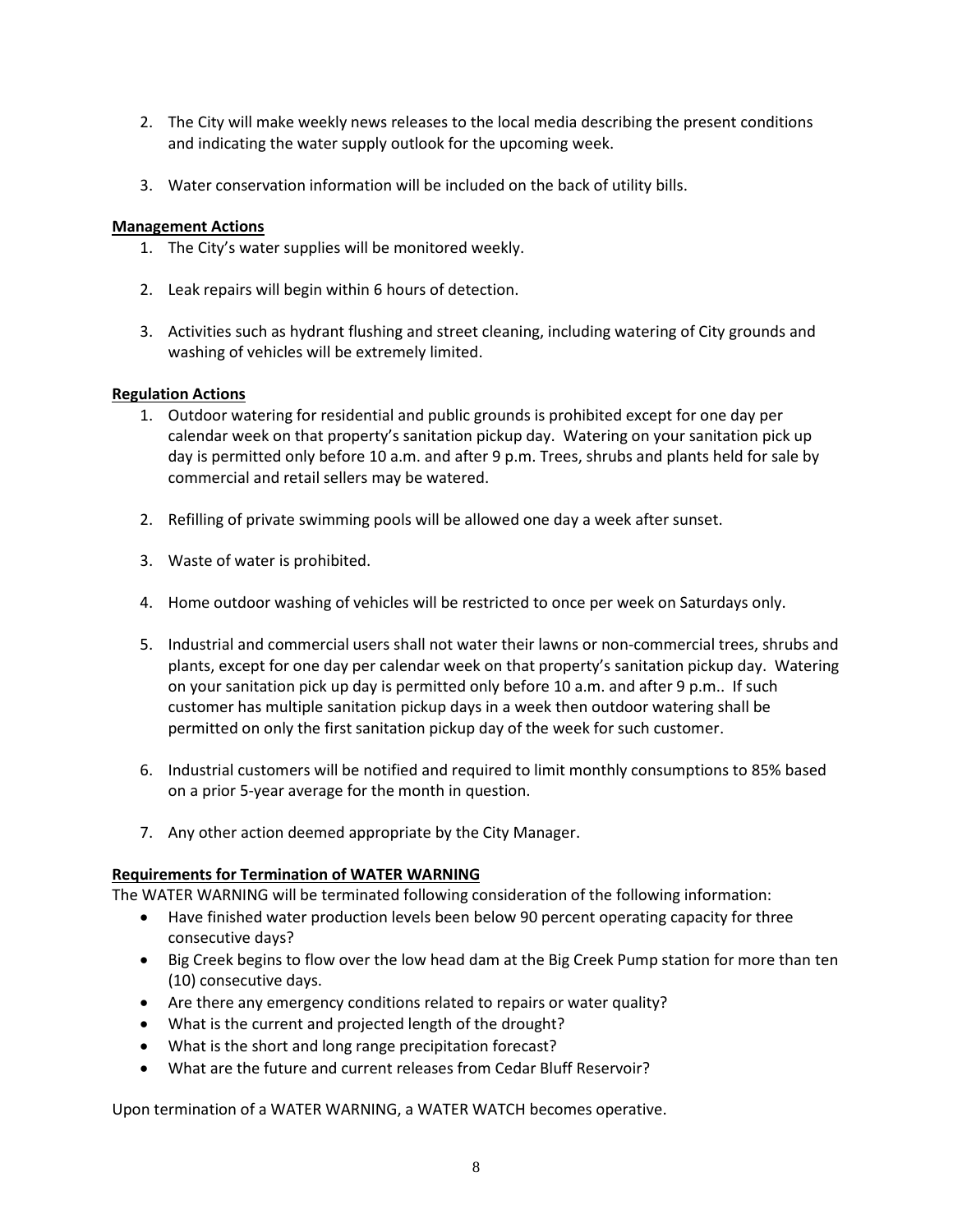2. The City will make weekly news releases to the local media describing the present conditions and indicating the water supply outlook for the upcoming week.

3. Water conservation information will be included on the back of utility bills.

**Management Actions**

1. The City's water supplies will be monitored weekly.

2. Leak repairs will begin within 6 hours of detection.

3. Activities such as hydrant flushing and street cleaning, including watering of City grounds and washing of vehicles will be extremely limited.

**Regulation Actions**

1. Outdoor watering for residential and public grounds is prohibited except for one day per calendar week on that property's sanitation pickup day. Watering on your sanitation pick up day is permitted only before 10 a.m. and after 9 p.m. Trees, shrubs and plants held for sale by commercial and retail sellers may be watered.

2. Refilling of private swimming pools will be allowed one day a week after sunset.

3. Waste of water is prohibited.

4. Home outdoor washing of vehicles will be restricted to once per week on Saturdays only.

5. Industrial and commercial users shall not water their lawns or non-commercial trees, shrubs and plants, except for one day per calendar week on that property's sanitation pickup day. Watering on your sanitation pick up day is permitted only before 10 a.m. and after 9 p.m.. If such customer has multiple sanitation pickup days in a week then outdoor watering shall be permitted on only the first sanitation pickup day of the week for such customer.

6. Industrial customers will be notified and required to limit monthly consumptions to 85% based on a prior 5-year average for the month in question.

7. Any other action deemed appropriate by the City Manager.

**Requirements for Termination of WATER WARNING**

The WATER WARNING will be terminated following consideration of the following information:

- Have finished water production levels been below 90 percent operating capacity for three consecutive days?
- Big Creek begins to flow over the low head dam at the Big Creek Pump station for more than ten (10) consecutive days.
- Are there any emergency conditions related to repairs or water quality?
- What is the current and projected length of the drought?
- What is the short and long range precipitation forecast?
- What are the future and current releases from Cedar Bluff Reservoir?

Upon termination of a WATER WARNING, a WATER WATCH becomes operative.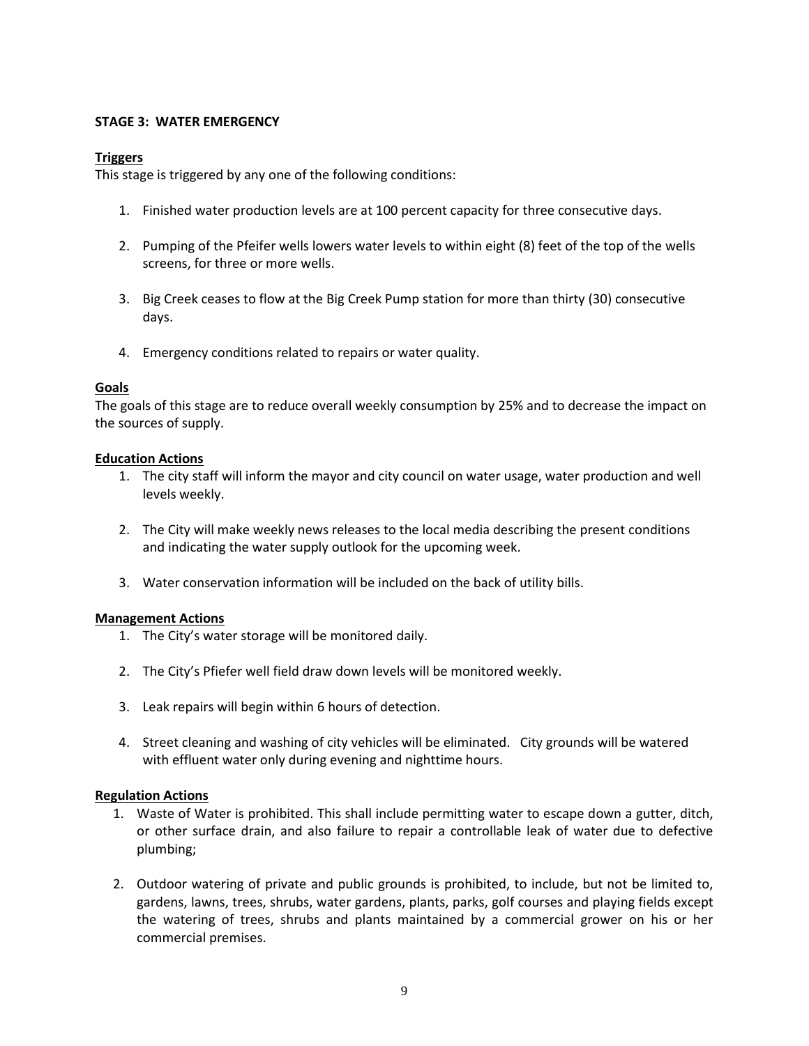**STAGE 3: WATER EMERGENCY**

**Triggers**

This stage is triggered by any one of the following conditions:

1. Finished water production levels are at 100 percent capacity for three consecutive days.

2. Pumping of the Pfeifer wells lowers water levels to within eight (8) feet of the top of the wells screens, for three or more wells.

3. Big Creek ceases to flow at the Big Creek Pump station for more than thirty (30) consecutive days.

4. Emergency conditions related to repairs or water quality.

**Goals**

The goals of this stage are to reduce overall weekly consumption by 25% and to decrease the impact on the sources of supply.

**Education Actions**

1. The city staff will inform the mayor and city council on water usage, water production and well levels weekly.

2. The City will make weekly news releases to the local media describing the present conditions and indicating the water supply outlook for the upcoming week.

3. Water conservation information will be included on the back of utility bills.

**Management Actions**

1. The City's water storage will be monitored daily.

2. The City's Pfiefer well field draw down levels will be monitored weekly.

3. Leak repairs will begin within 6 hours of detection.

4. Street cleaning and washing of city vehicles will be eliminated. City grounds will be watered with effluent water only during evening and nighttime hours.

**Regulation Actions**

1. Waste of Water is prohibited. This shall include permitting water to escape down a gutter, ditch, or other surface drain, and also failure to repair a controllable leak of water due to defective plumbing;

2. Outdoor watering of private and public grounds is prohibited, to include, but not be limited to, gardens, lawns, trees, shrubs, water gardens, plants, parks, golf courses and playing fields except the watering of trees, shrubs and plants maintained by a commercial grower on his or her commercial premises.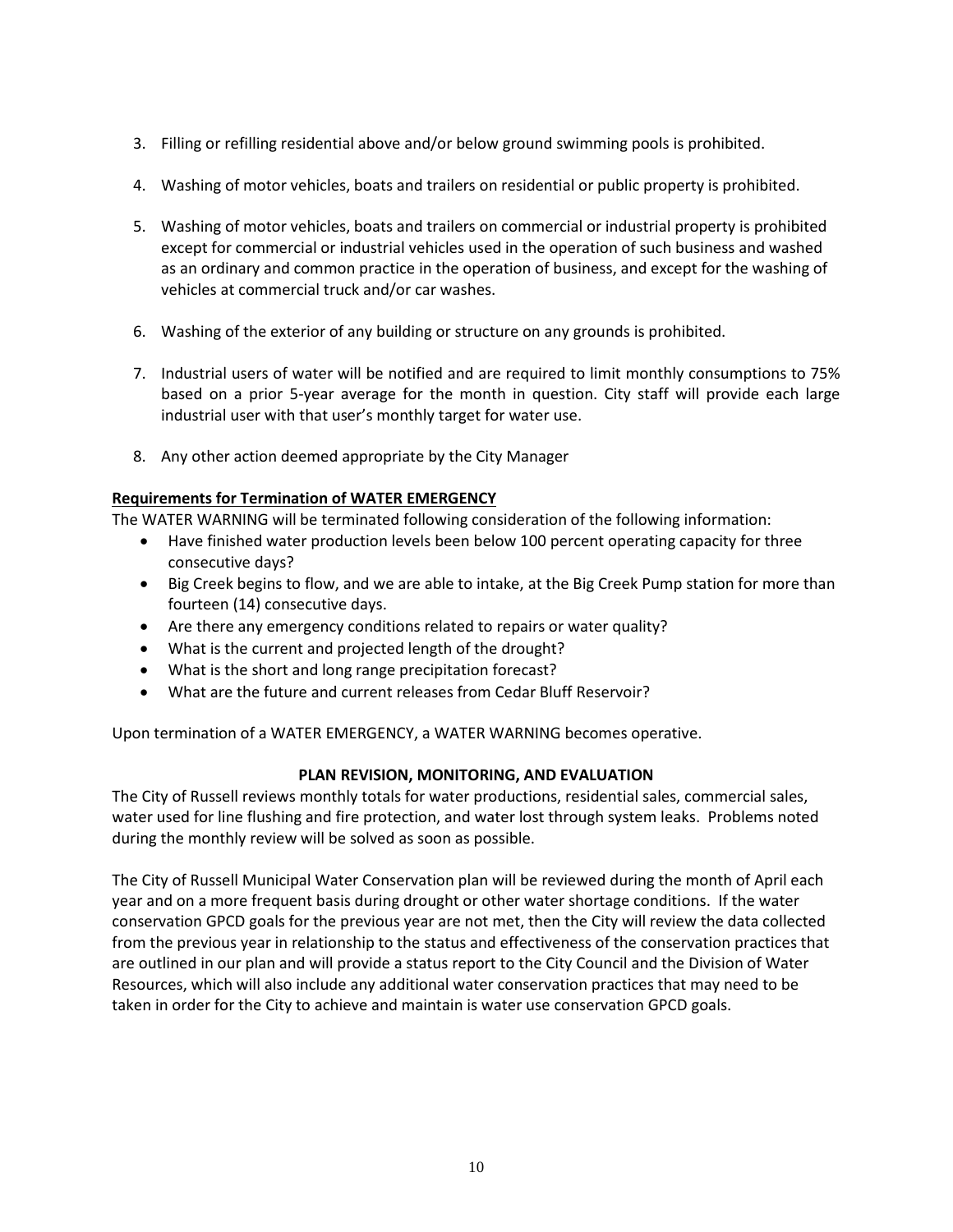3. Filling or refilling residential above and/or below ground swimming pools is prohibited.

4. Washing of motor vehicles, boats and trailers on residential or public property is prohibited.

5. Washing of motor vehicles, boats and trailers on commercial or industrial property is prohibited except for commercial or industrial vehicles used in the operation of such business and washed as an ordinary and common practice in the operation of business, and except for the washing of vehicles at commercial truck and/or car washes.

6. Washing of the exterior of any building or structure on any grounds is prohibited.

7. Industrial users of water will be notified and are required to limit monthly consumptions to 75% based on a prior 5-year average for the month in question. City staff will provide each large industrial user with that user's monthly target for water use.

8. Any other action deemed appropriate by the City Manager

**Requirements for Termination of WATER EMERGENCY**

The WATER WARNING will be terminated following consideration of the following information:

- Have finished water production levels been below 100 percent operating capacity for three consecutive days?
- Big Creek begins to flow, and we are able to intake, at the Big Creek Pump station for more than fourteen (14) consecutive days.
- Are there any emergency conditions related to repairs or water quality?
- What is the current and projected length of the drought?
- What is the short and long range precipitation forecast?
- What are the future and current releases from Cedar Bluff Reservoir?

Upon termination of a WATER EMERGENCY, a WATER WARNING becomes operative.

## PLAN REVISION, MONITORING, AND EVALUATION

The City of Russell reviews monthly totals for water productions, residential sales, commercial sales, water used for line flushing and fire protection, and water lost through system leaks. Problems noted during the monthly review will be solved as soon as possible.

The City of Russell Municipal Water Conservation plan will be reviewed during the month of April each year and on a more frequent basis during drought or other water shortage conditions. If the water conservation GPCD goals for the previous year are not met, then the City will review the data collected from the previous year in relationship to the status and effectiveness of the conservation practices that are outlined in our plan and will provide a status report to the City Council and the Division of Water Resources, which will also include any additional water conservation practices that may need to be taken in order for the City to achieve and maintain is water use conservation GPCD goals.